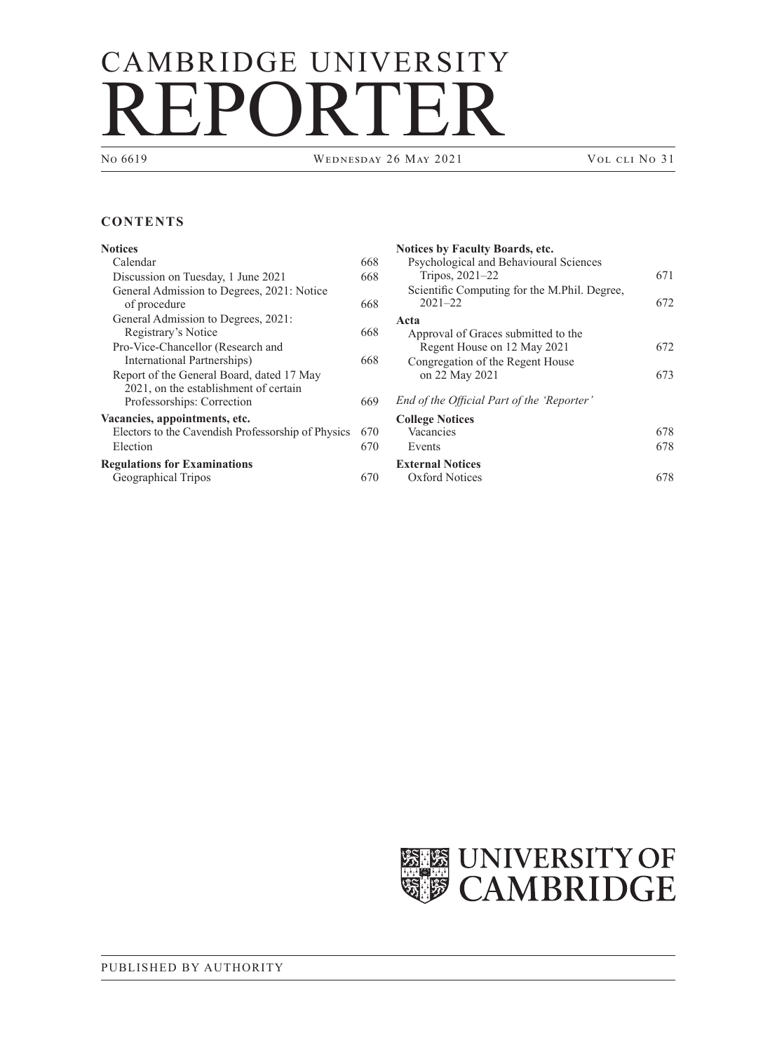# CAMBRIDGE UNIVERSITY REPORTER

No 6619 — Wednesday 26 May 2021 — Vol cli No 31

## CONTENTS

**Notices**
- Calendar 668
- Discussion on Tuesday, 1 June 2021 668
- General Admission to Degrees, 2021: Notice of procedure 668
- General Admission to Degrees, 2021: Registrary's Notice 668
- Pro-Vice-Chancellor (Research and International Partnerships) 668
- Report of the General Board, dated 17 May 2021, on the establishment of certain Professorships: Correction 669

**Vacancies, appointments, etc.**
- Electors to the Cavendish Professorship of Physics 670
- Election 670

**Regulations for Examinations**
- Geographical Tripos 670

**Notices by Faculty Boards, etc.**
- Psychological and Behavioural Sciences Tripos, 2021–22 671
- Scientific Computing for the M.Phil. Degree, 2021–22 672

**Acta**
- Approval of Graces submitted to the Regent House on 12 May 2021 672
- Congregation of the Regent House on 22 May 2021 673

*End of the Official Part of the 'Reporter'*

**College Notices**
- Vacancies 678
- Events 678

**External Notices**
- Oxford Notices 678

UNIVERSITY OF CAMBRIDGE

PUBLISHED BY AUTHORITY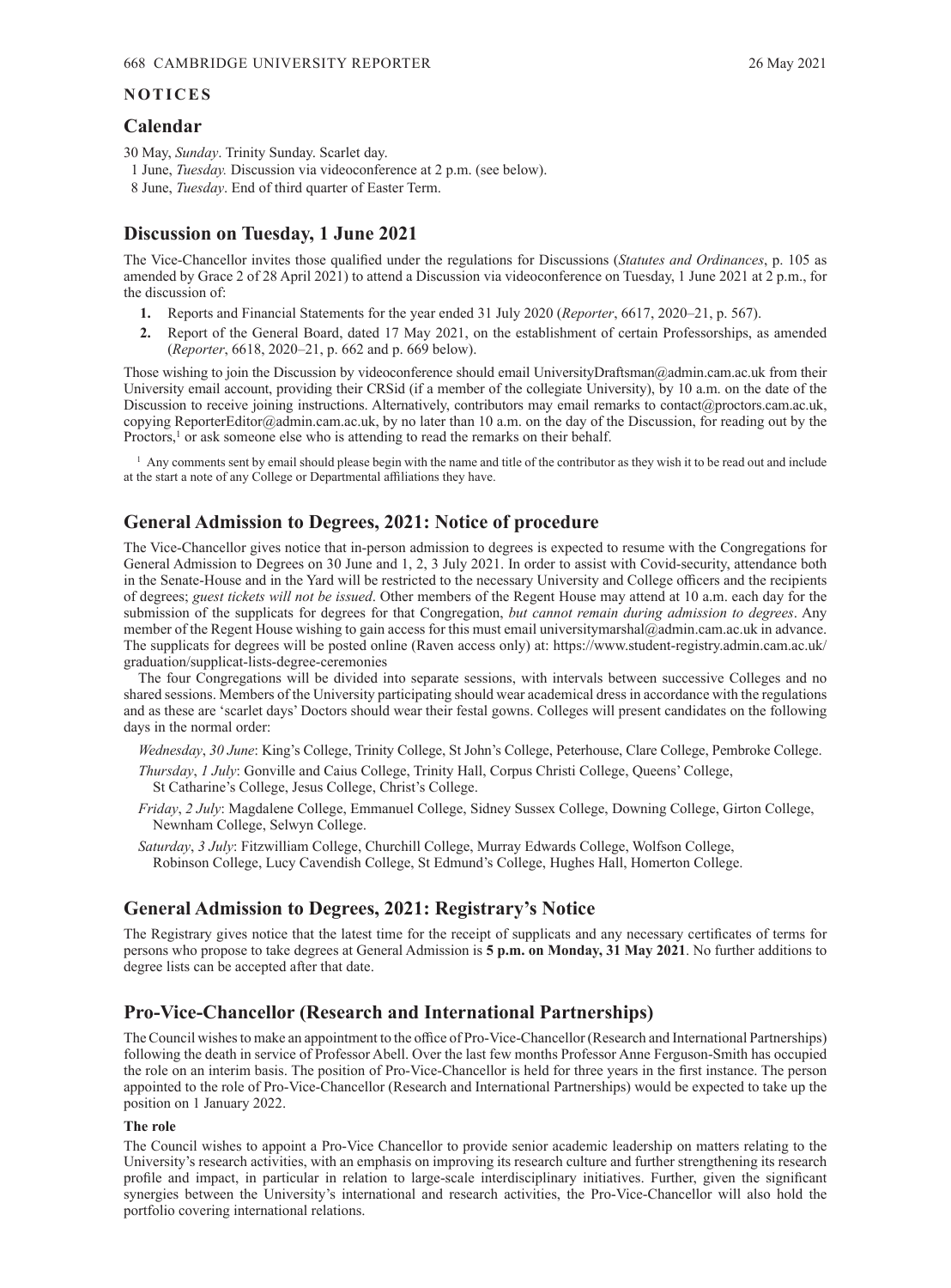## NOTICES

### Calendar

30 May, *Sunday*. Trinity Sunday. Scarlet day.
1 June, *Tuesday.* Discussion via videoconference at 2 p.m. (see below).
8 June, *Tuesday*. End of third quarter of Easter Term.

### Discussion on Tuesday, 1 June 2021

The Vice-Chancellor invites those qualified under the regulations for Discussions (*Statutes and Ordinances*, p. 105 as amended by Grace 2 of 28 April 2021) to attend a Discussion via videoconference on Tuesday, 1 June 2021 at 2 p.m., for the discussion of:

1. Reports and Financial Statements for the year ended 31 July 2020 (*Reporter*, 6617, 2020–21, p. 567).
2. Report of the General Board, dated 17 May 2021, on the establishment of certain Professorships, as amended (*Reporter*, 6618, 2020–21, p. 662 and p. 669 below).

Those wishing to join the Discussion by videoconference should email UniversityDraftsman@admin.cam.ac.uk from their University email account, providing their CRSid (if a member of the collegiate University), by 10 a.m. on the date of the Discussion to receive joining instructions. Alternatively, contributors may email remarks to contact@proctors.cam.ac.uk, copying ReporterEditor@admin.cam.ac.uk, by no later than 10 a.m. on the day of the Discussion, for reading out by the Proctors,[1] or ask someone else who is attending to read the remarks on their behalf.

[1] Any comments sent by email should please begin with the name and title of the contributor as they wish it to be read out and include at the start a note of any College or Departmental affiliations they have.

### General Admission to Degrees, 2021: Notice of procedure

The Vice-Chancellor gives notice that in-person admission to degrees is expected to resume with the Congregations for General Admission to Degrees on 30 June and 1, 2, 3 July 2021. In order to assist with Covid-security, attendance both in the Senate-House and in the Yard will be restricted to the necessary University and College officers and the recipients of degrees; *guest tickets will not be issued*. Other members of the Regent House may attend at 10 a.m. each day for the submission of the supplicats for degrees for that Congregation, *but cannot remain during admission to degrees*. Any member of the Regent House wishing to gain access for this must email universitymarshal@admin.cam.ac.uk in advance. The supplicats for degrees will be posted online (Raven access only) at: https://www.student-registry.admin.cam.ac.uk/graduation/supplicat-lists-degree-ceremonies

The four Congregations will be divided into separate sessions, with intervals between successive Colleges and no shared sessions. Members of the University participating should wear academical dress in accordance with the regulations and as these are 'scarlet days' Doctors should wear their festal gowns. Colleges will present candidates on the following days in the normal order:

*Wednesday*, *30 June*: King's College, Trinity College, St John's College, Peterhouse, Clare College, Pembroke College.

*Thursday*, *1 July*: Gonville and Caius College, Trinity Hall, Corpus Christi College, Queens' College, St Catharine's College, Jesus College, Christ's College.

*Friday*, *2 July*: Magdalene College, Emmanuel College, Sidney Sussex College, Downing College, Girton College, Newnham College, Selwyn College.

*Saturday*, *3 July*: Fitzwilliam College, Churchill College, Murray Edwards College, Wolfson College, Robinson College, Lucy Cavendish College, St Edmund's College, Hughes Hall, Homerton College.

### General Admission to Degrees, 2021: Registrary's Notice

The Registrary gives notice that the latest time for the receipt of supplicats and any necessary certificates of terms for persons who propose to take degrees at General Admission is **5 p.m. on Monday, 31 May 2021**. No further additions to degree lists can be accepted after that date.

### Pro-Vice-Chancellor (Research and International Partnerships)

The Council wishes to make an appointment to the office of Pro-Vice-Chancellor (Research and International Partnerships) following the death in service of Professor Abell. Over the last few months Professor Anne Ferguson-Smith has occupied the role on an interim basis. The position of Pro-Vice-Chancellor is held for three years in the first instance. The person appointed to the role of Pro-Vice-Chancellor (Research and International Partnerships) would be expected to take up the position on 1 January 2022.

#### The role

The Council wishes to appoint a Pro-Vice Chancellor to provide senior academic leadership on matters relating to the University's research activities, with an emphasis on improving its research culture and further strengthening its research profile and impact, in particular in relation to large-scale interdisciplinary initiatives. Further, given the significant synergies between the University's international and research activities, the Pro-Vice-Chancellor will also hold the portfolio covering international relations.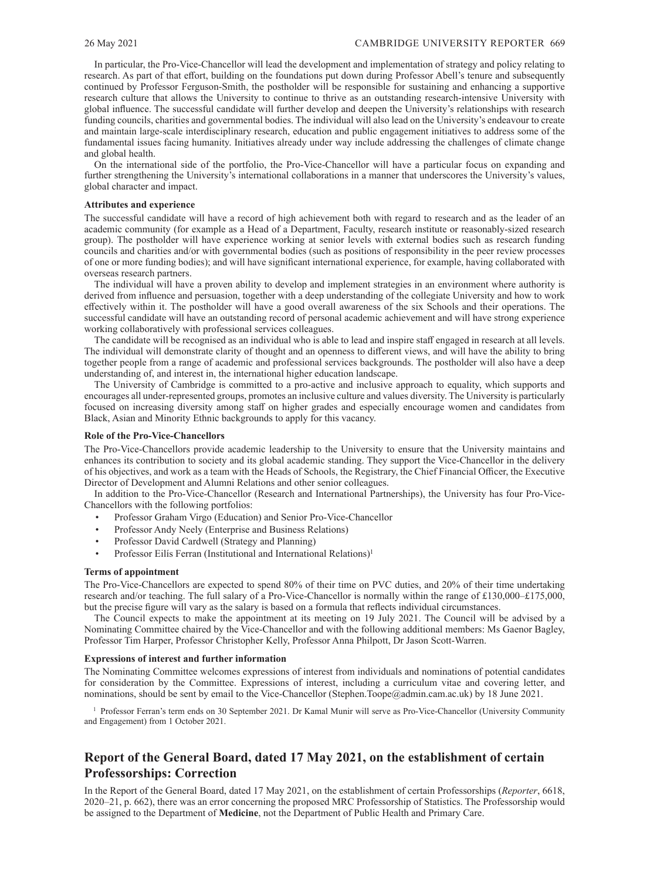In particular, the Pro-Vice-Chancellor will lead the development and implementation of strategy and policy relating to research. As part of that effort, building on the foundations put down during Professor Abell's tenure and subsequently continued by Professor Ferguson-Smith, the postholder will be responsible for sustaining and enhancing a supportive research culture that allows the University to continue to thrive as an outstanding research-intensive University with global influence. The successful candidate will further develop and deepen the University's relationships with research funding councils, charities and governmental bodies. The individual will also lead on the University's endeavour to create and maintain large-scale interdisciplinary research, education and public engagement initiatives to address some of the fundamental issues facing humanity. Initiatives already under way include addressing the challenges of climate change and global health.

On the international side of the portfolio, the Pro-Vice-Chancellor will have a particular focus on expanding and further strengthening the University's international collaborations in a manner that underscores the University's values, global character and impact.

#### Attributes and experience

The successful candidate will have a record of high achievement both with regard to research and as the leader of an academic community (for example as a Head of a Department, Faculty, research institute or reasonably-sized research group). The postholder will have experience working at senior levels with external bodies such as research funding councils and charities and/or with governmental bodies (such as positions of responsibility in the peer review processes of one or more funding bodies); and will have significant international experience, for example, having collaborated with overseas research partners.

The individual will have a proven ability to develop and implement strategies in an environment where authority is derived from influence and persuasion, together with a deep understanding of the collegiate University and how to work effectively within it. The postholder will have a good overall awareness of the six Schools and their operations. The successful candidate will have an outstanding record of personal academic achievement and will have strong experience working collaboratively with professional services colleagues.

The candidate will be recognised as an individual who is able to lead and inspire staff engaged in research at all levels. The individual will demonstrate clarity of thought and an openness to different views, and will have the ability to bring together people from a range of academic and professional services backgrounds. The postholder will also have a deep understanding of, and interest in, the international higher education landscape.

The University of Cambridge is committed to a pro-active and inclusive approach to equality, which supports and encourages all under-represented groups, promotes an inclusive culture and values diversity. The University is particularly focused on increasing diversity among staff on higher grades and especially encourage women and candidates from Black, Asian and Minority Ethnic backgrounds to apply for this vacancy.

#### Role of the Pro-Vice-Chancellors

The Pro-Vice-Chancellors provide academic leadership to the University to ensure that the University maintains and enhances its contribution to society and its global academic standing. They support the Vice-Chancellor in the delivery of his objectives, and work as a team with the Heads of Schools, the Registrary, the Chief Financial Officer, the Executive Director of Development and Alumni Relations and other senior colleagues.

In addition to the Pro-Vice-Chancellor (Research and International Partnerships), the University has four Pro-Vice-Chancellors with the following portfolios:

- Professor Graham Virgo (Education) and Senior Pro-Vice-Chancellor
- Professor Andy Neely (Enterprise and Business Relations)
- Professor David Cardwell (Strategy and Planning)
- Professor Eilís Ferran (Institutional and International Relations)[1]

#### Terms of appointment

The Pro-Vice-Chancellors are expected to spend 80% of their time on PVC duties, and 20% of their time undertaking research and/or teaching. The full salary of a Pro-Vice-Chancellor is normally within the range of £130,000–£175,000, but the precise figure will vary as the salary is based on a formula that reflects individual circumstances.

The Council expects to make the appointment at its meeting on 19 July 2021. The Council will be advised by a Nominating Committee chaired by the Vice-Chancellor and with the following additional members: Ms Gaenor Bagley, Professor Tim Harper, Professor Christopher Kelly, Professor Anna Philpott, Dr Jason Scott-Warren.

#### Expressions of interest and further information

The Nominating Committee welcomes expressions of interest from individuals and nominations of potential candidates for consideration by the Committee. Expressions of interest, including a curriculum vitae and covering letter, and nominations, should be sent by email to the Vice-Chancellor (Stephen.Toope@admin.cam.ac.uk) by 18 June 2021.

[1] Professor Ferran's term ends on 30 September 2021. Dr Kamal Munir will serve as Pro-Vice-Chancellor (University Community and Engagement) from 1 October 2021.

## Report of the General Board, dated 17 May 2021, on the establishment of certain Professorships: Correction

In the Report of the General Board, dated 17 May 2021, on the establishment of certain Professorships (*Reporter*, 6618, 2020–21, p. 662), there was an error concerning the proposed MRC Professorship of Statistics. The Professorship would be assigned to the Department of **Medicine**, not the Department of Public Health and Primary Care.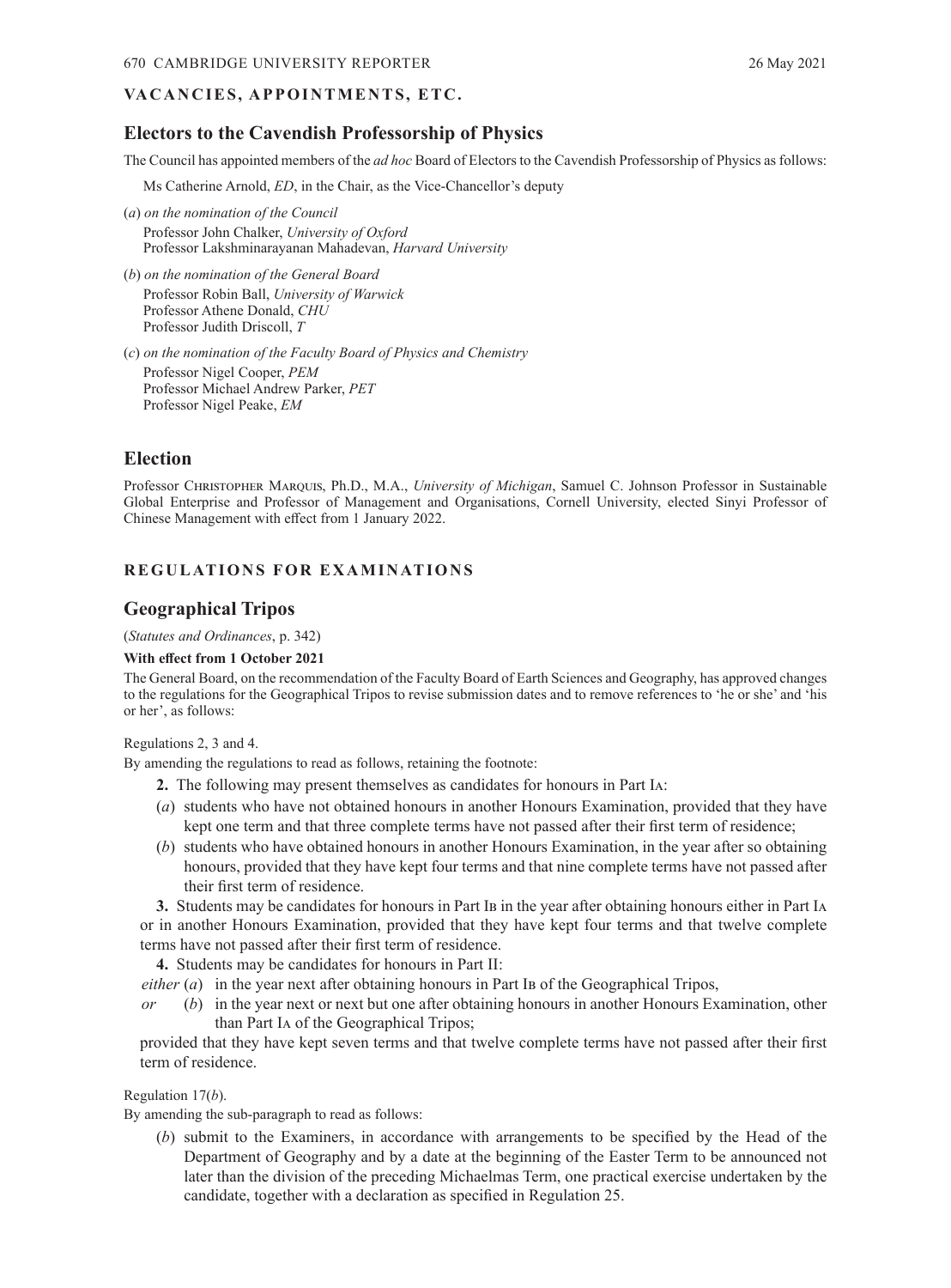## VACANCIES, APPOINTMENTS, ETC.

### Electors to the Cavendish Professorship of Physics

The Council has appointed members of the *ad hoc* Board of Electors to the Cavendish Professorship of Physics as follows:

Ms Catherine Arnold, *ED*, in the Chair, as the Vice-Chancellor's deputy

(*a*) *on the nomination of the Council*
Professor John Chalker, *University of Oxford*
Professor Lakshminarayanan Mahadevan, *Harvard University*

(*b*) *on the nomination of the General Board*
Professor Robin Ball, *University of Warwick*
Professor Athene Donald, *CHU*
Professor Judith Driscoll, *T*

(*c*) *on the nomination of the Faculty Board of Physics and Chemistry*
Professor Nigel Cooper, *PEM*
Professor Michael Andrew Parker, *PET*
Professor Nigel Peake, *EM*

### Election

Professor Christopher Marquis, Ph.D., M.A., *University of Michigan*, Samuel C. Johnson Professor in Sustainable Global Enterprise and Professor of Management and Organisations, Cornell University, elected Sinyi Professor of Chinese Management with effect from 1 January 2022.

## REGULATIONS FOR EXAMINATIONS

### Geographical Tripos

(*Statutes and Ordinances*, p. 342)

**With effect from 1 October 2021**

The General Board, on the recommendation of the Faculty Board of Earth Sciences and Geography, has approved changes to the regulations for the Geographical Tripos to revise submission dates and to remove references to 'he or she' and 'his or her', as follows:

Regulations 2, 3 and 4.

By amending the regulations to read as follows, retaining the footnote:

**2.** The following may present themselves as candidates for honours in Part Ia:

(*a*) students who have not obtained honours in another Honours Examination, provided that they have kept one term and that three complete terms have not passed after their first term of residence;

(*b*) students who have obtained honours in another Honours Examination, in the year after so obtaining honours, provided that they have kept four terms and that nine complete terms have not passed after their first term of residence.

**3.** Students may be candidates for honours in Part Ib in the year after obtaining honours either in Part Ia or in another Honours Examination, provided that they have kept four terms and that twelve complete terms have not passed after their first term of residence.

**4.** Students may be candidates for honours in Part II:

*either* (*a*) in the year next after obtaining honours in Part Ib of the Geographical Tripos,

*or* (*b*) in the year next or next but one after obtaining honours in another Honours Examination, other than Part Ia of the Geographical Tripos;

provided that they have kept seven terms and that twelve complete terms have not passed after their first term of residence.

Regulation 17(*b*).

By amending the sub-paragraph to read as follows:

(*b*) submit to the Examiners, in accordance with arrangements to be specified by the Head of the Department of Geography and by a date at the beginning of the Easter Term to be announced not later than the division of the preceding Michaelmas Term, one practical exercise undertaken by the candidate, together with a declaration as specified in Regulation 25.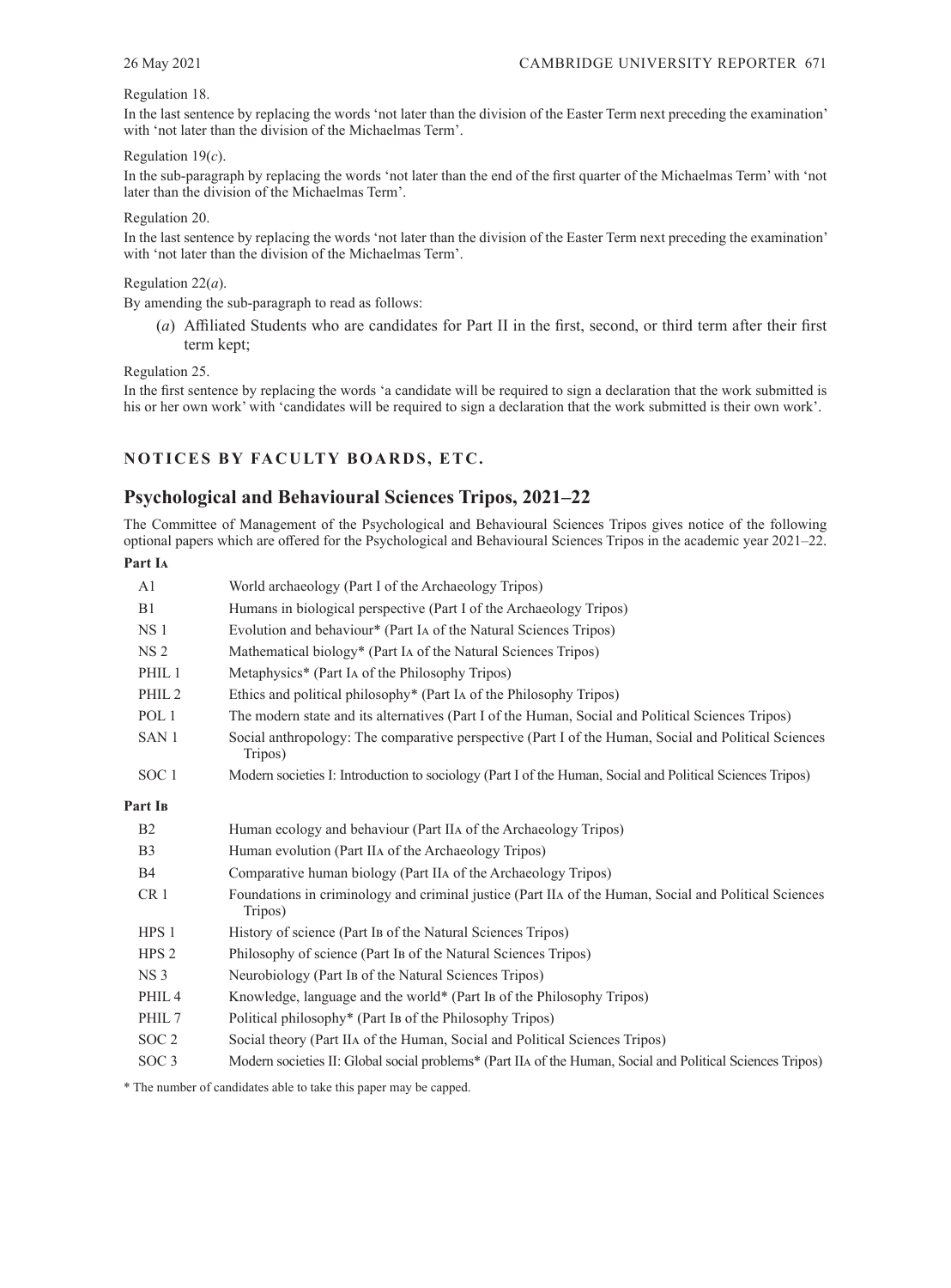Regulation 18.

In the last sentence by replacing the words 'not later than the division of the Easter Term next preceding the examination' with 'not later than the division of the Michaelmas Term'.

Regulation 19(*c*).

In the sub-paragraph by replacing the words 'not later than the end of the first quarter of the Michaelmas Term' with 'not later than the division of the Michaelmas Term'.

Regulation 20.

In the last sentence by replacing the words 'not later than the division of the Easter Term next preceding the examination' with 'not later than the division of the Michaelmas Term'.

Regulation 22(*a*).

By amending the sub-paragraph to read as follows:

> (*a*) Affiliated Students who are candidates for Part II in the first, second, or third term after their first term kept;

Regulation 25.

In the first sentence by replacing the words 'a candidate will be required to sign a declaration that the work submitted is his or her own work' with 'candidates will be required to sign a declaration that the work submitted is their own work'.

## NOTICES BY FACULTY BOARDS, ETC.

### Psychological and Behavioural Sciences Tripos, 2021–22

The Committee of Management of the Psychological and Behavioural Sciences Tripos gives notice of the following optional papers which are offered for the Psychological and Behavioural Sciences Tripos in the academic year 2021–22.

**Part IA**

| | |
|---|---|
| A1 | World archaeology (Part I of the Archaeology Tripos) |
| B1 | Humans in biological perspective (Part I of the Archaeology Tripos) |
| NS 1 | Evolution and behaviour* (Part IA of the Natural Sciences Tripos) |
| NS 2 | Mathematical biology* (Part IA of the Natural Sciences Tripos) |
| PHIL 1 | Metaphysics* (Part IA of the Philosophy Tripos) |
| PHIL 2 | Ethics and political philosophy* (Part IA of the Philosophy Tripos) |
| POL 1 | The modern state and its alternatives (Part I of the Human, Social and Political Sciences Tripos) |
| SAN 1 | Social anthropology: The comparative perspective (Part I of the Human, Social and Political Sciences Tripos) |
| SOC 1 | Modern societies I: Introduction to sociology (Part I of the Human, Social and Political Sciences Tripos) |

**Part IB**

| | |
|---|---|
| B2 | Human ecology and behaviour (Part IIA of the Archaeology Tripos) |
| B3 | Human evolution (Part IIA of the Archaeology Tripos) |
| B4 | Comparative human biology (Part IIA of the Archaeology Tripos) |
| CR 1 | Foundations in criminology and criminal justice (Part IIA of the Human, Social and Political Sciences Tripos) |
| HPS 1 | History of science (Part IB of the Natural Sciences Tripos) |
| HPS 2 | Philosophy of science (Part IB of the Natural Sciences Tripos) |
| NS 3 | Neurobiology (Part IB of the Natural Sciences Tripos) |
| PHIL 4 | Knowledge, language and the world* (Part IB of the Philosophy Tripos) |
| PHIL 7 | Political philosophy* (Part IB of the Philosophy Tripos) |
| SOC 2 | Social theory (Part IIA of the Human, Social and Political Sciences Tripos) |
| SOC 3 | Modern societies II: Global social problems* (Part IIA of the Human, Social and Political Sciences Tripos) |

\* The number of candidates able to take this paper may be capped.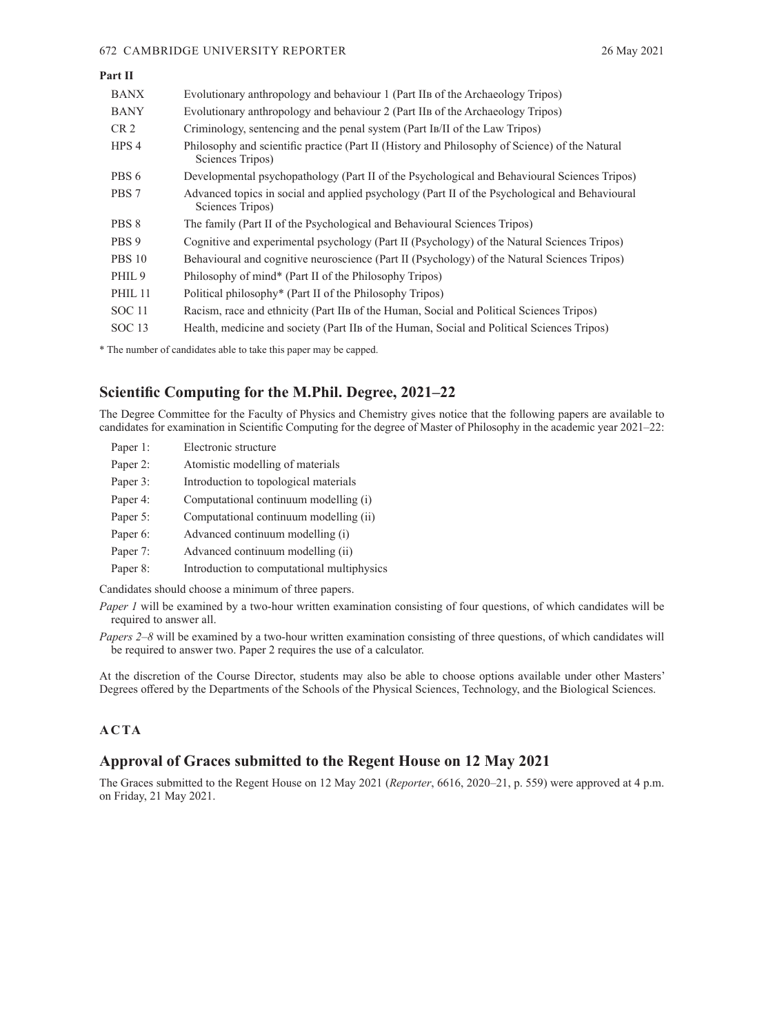**Part II**

| | |
|---|---|
| BANX | Evolutionary anthropology and behaviour 1 (Part IIB of the Archaeology Tripos) |
| BANY | Evolutionary anthropology and behaviour 2 (Part IIB of the Archaeology Tripos) |
| CR 2 | Criminology, sentencing and the penal system (Part IB/II of the Law Tripos) |
| HPS 4 | Philosophy and scientific practice (Part II (History and Philosophy of Science) of the Natural Sciences Tripos) |
| PBS 6 | Developmental psychopathology (Part II of the Psychological and Behavioural Sciences Tripos) |
| PBS 7 | Advanced topics in social and applied psychology (Part II of the Psychological and Behavioural Sciences Tripos) |
| PBS 8 | The family (Part II of the Psychological and Behavioural Sciences Tripos) |
| PBS 9 | Cognitive and experimental psychology (Part II (Psychology) of the Natural Sciences Tripos) |
| PBS 10 | Behavioural and cognitive neuroscience (Part II (Psychology) of the Natural Sciences Tripos) |
| PHIL 9 | Philosophy of mind* (Part II of the Philosophy Tripos) |
| PHIL 11 | Political philosophy* (Part II of the Philosophy Tripos) |
| SOC 11 | Racism, race and ethnicity (Part IIB of the Human, Social and Political Sciences Tripos) |
| SOC 13 | Health, medicine and society (Part IIB of the Human, Social and Political Sciences Tripos) |

\* The number of candidates able to take this paper may be capped.

## Scientific Computing for the M.Phil. Degree, 2021–22

The Degree Committee for the Faculty of Physics and Chemistry gives notice that the following papers are available to candidates for examination in Scientific Computing for the degree of Master of Philosophy in the academic year 2021–22:

| | |
|---|---|
| Paper 1: | Electronic structure |
| Paper 2: | Atomistic modelling of materials |
| Paper 3: | Introduction to topological materials |
| Paper 4: | Computational continuum modelling (i) |
| Paper 5: | Computational continuum modelling (ii) |
| Paper 6: | Advanced continuum modelling (i) |
| Paper 7: | Advanced continuum modelling (ii) |
| Paper 8: | Introduction to computational multiphysics |

Candidates should choose a minimum of three papers.

*Paper 1* will be examined by a two-hour written examination consisting of four questions, of which candidates will be required to answer all.

*Papers 2–8* will be examined by a two-hour written examination consisting of three questions, of which candidates will be required to answer two. Paper 2 requires the use of a calculator.

At the discretion of the Course Director, students may also be able to choose options available under other Masters' Degrees offered by the Departments of the Schools of the Physical Sciences, Technology, and the Biological Sciences.

### ACTA

## Approval of Graces submitted to the Regent House on 12 May 2021

The Graces submitted to the Regent House on 12 May 2021 (*Reporter*, 6616, 2020–21, p. 559) were approved at 4 p.m. on Friday, 21 May 2021.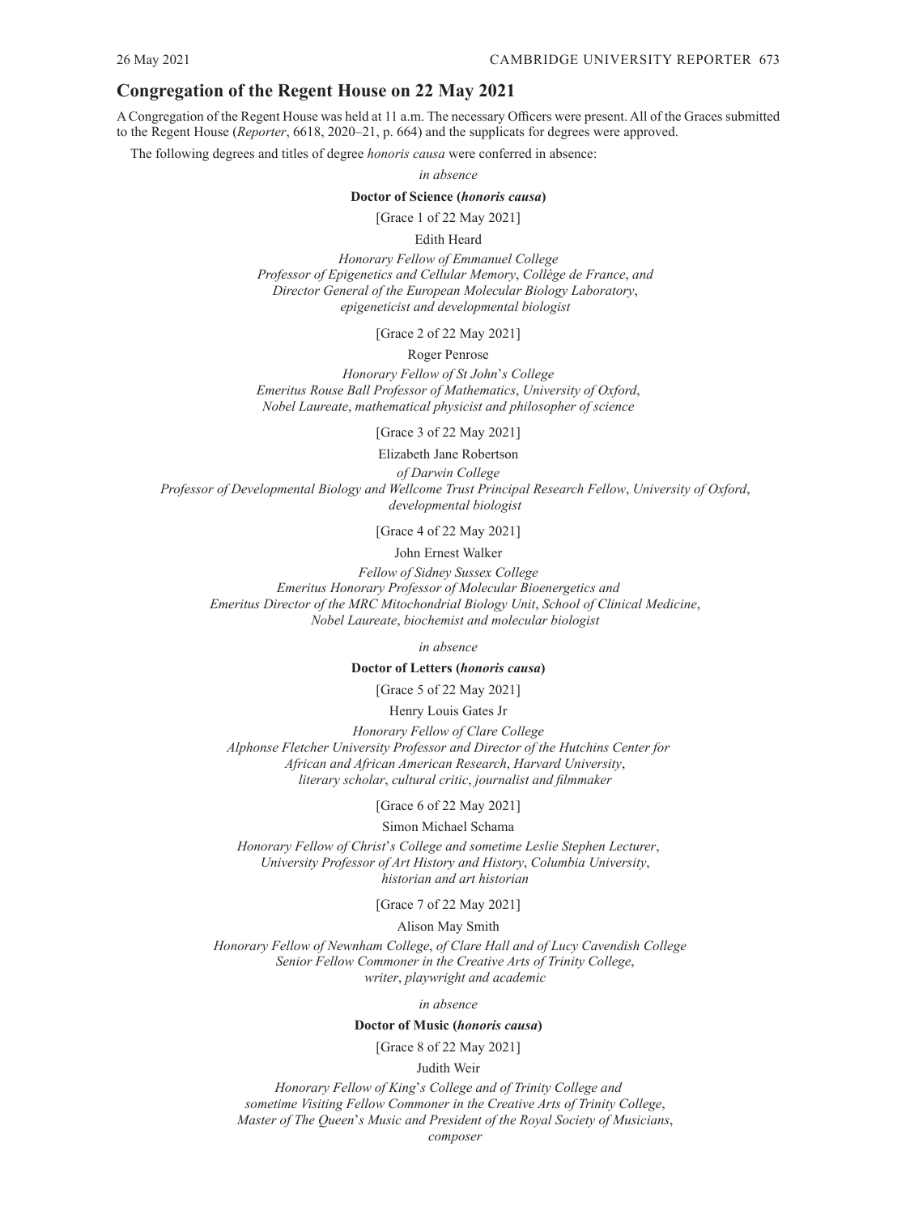## Congregation of the Regent House on 22 May 2021

A Congregation of the Regent House was held at 11 a.m. The necessary Officers were present. All of the Graces submitted to the Regent House (*Reporter*, 6618, 2020–21, p. 664) and the supplicats for degrees were approved.

The following degrees and titles of degree *honoris causa* were conferred in absence:

*in absence*

**Doctor of Science (*honoris causa*)**

[Grace 1 of 22 May 2021]

Edith Heard

*Honorary Fellow of Emmanuel College*
*Professor of Epigenetics and Cellular Memory, Collège de France, and*
*Director General of the European Molecular Biology Laboratory,*
*epigeneticist and developmental biologist*

[Grace 2 of 22 May 2021]

Roger Penrose

*Honorary Fellow of St John's College*
*Emeritus Rouse Ball Professor of Mathematics, University of Oxford,*
*Nobel Laureate, mathematical physicist and philosopher of science*

[Grace 3 of 22 May 2021]

Elizabeth Jane Robertson

*of Darwin College*
*Professor of Developmental Biology and Wellcome Trust Principal Research Fellow, University of Oxford,*
*developmental biologist*

[Grace 4 of 22 May 2021]

John Ernest Walker

*Fellow of Sidney Sussex College*
*Emeritus Honorary Professor of Molecular Bioenergetics and*
*Emeritus Director of the MRC Mitochondrial Biology Unit, School of Clinical Medicine,*
*Nobel Laureate, biochemist and molecular biologist*

*in absence*

**Doctor of Letters (*honoris causa*)**

[Grace 5 of 22 May 2021]

Henry Louis Gates Jr

*Honorary Fellow of Clare College*
*Alphonse Fletcher University Professor and Director of the Hutchins Center for*
*African and African American Research, Harvard University,*
*literary scholar, cultural critic, journalist and filmmaker*

[Grace 6 of 22 May 2021]

Simon Michael Schama

*Honorary Fellow of Christ's College and sometime Leslie Stephen Lecturer,*
*University Professor of Art History and History, Columbia University,*
*historian and art historian*

[Grace 7 of 22 May 2021]

Alison May Smith

*Honorary Fellow of Newnham College, of Clare Hall and of Lucy Cavendish College*
*Senior Fellow Commoner in the Creative Arts of Trinity College,*
*writer, playwright and academic*

*in absence*

**Doctor of Music (*honoris causa*)**

[Grace 8 of 22 May 2021]

Judith Weir

*Honorary Fellow of King's College and of Trinity College and*
*sometime Visiting Fellow Commoner in the Creative Arts of Trinity College,*
*Master of The Queen's Music and President of the Royal Society of Musicians,*
*composer*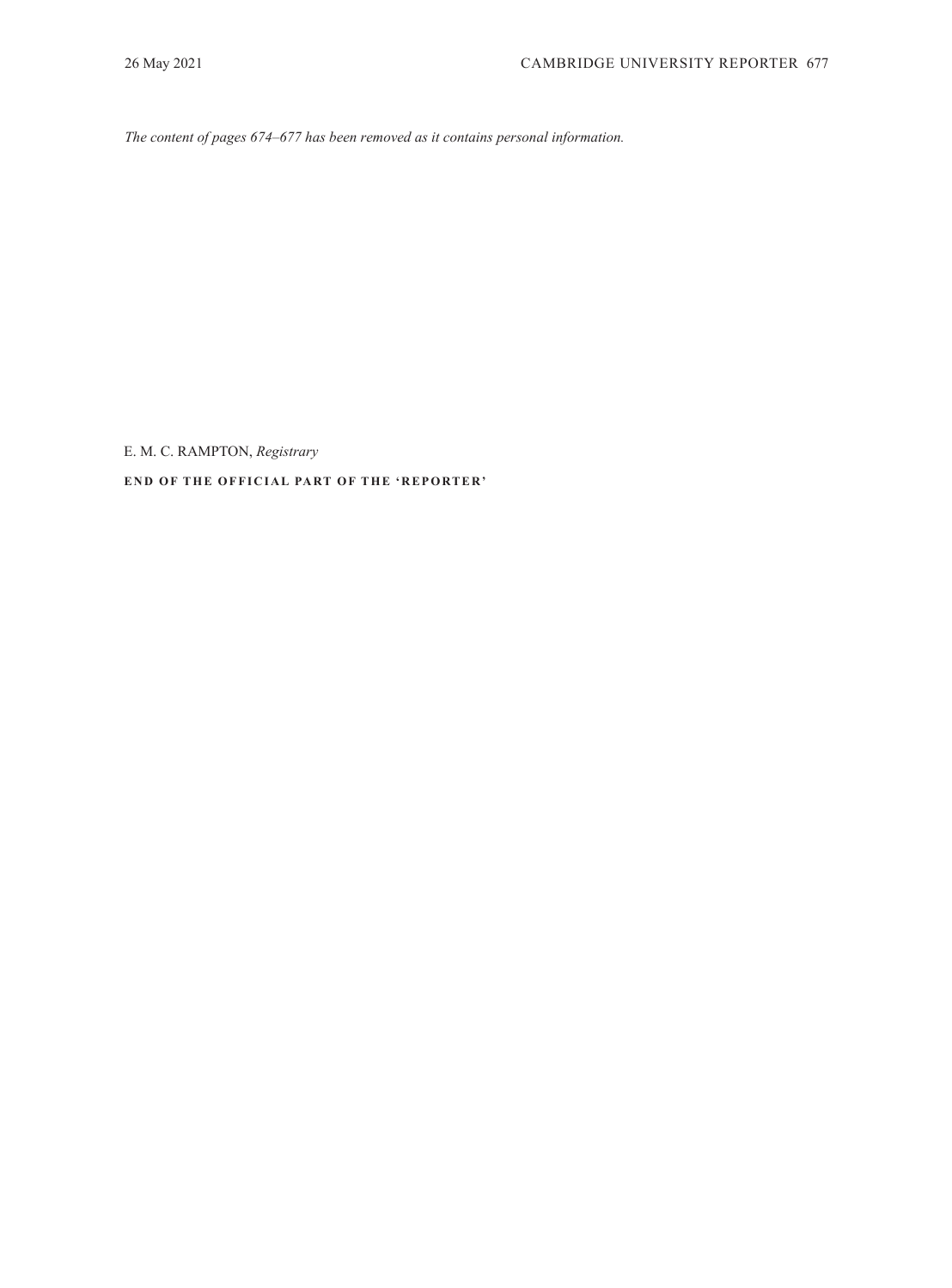*The content of pages 674–677 has been removed as it contains personal information.*

E. M. C. RAMPTON, *Registrary*

**END OF THE OFFICIAL PART OF THE 'REPORTER'**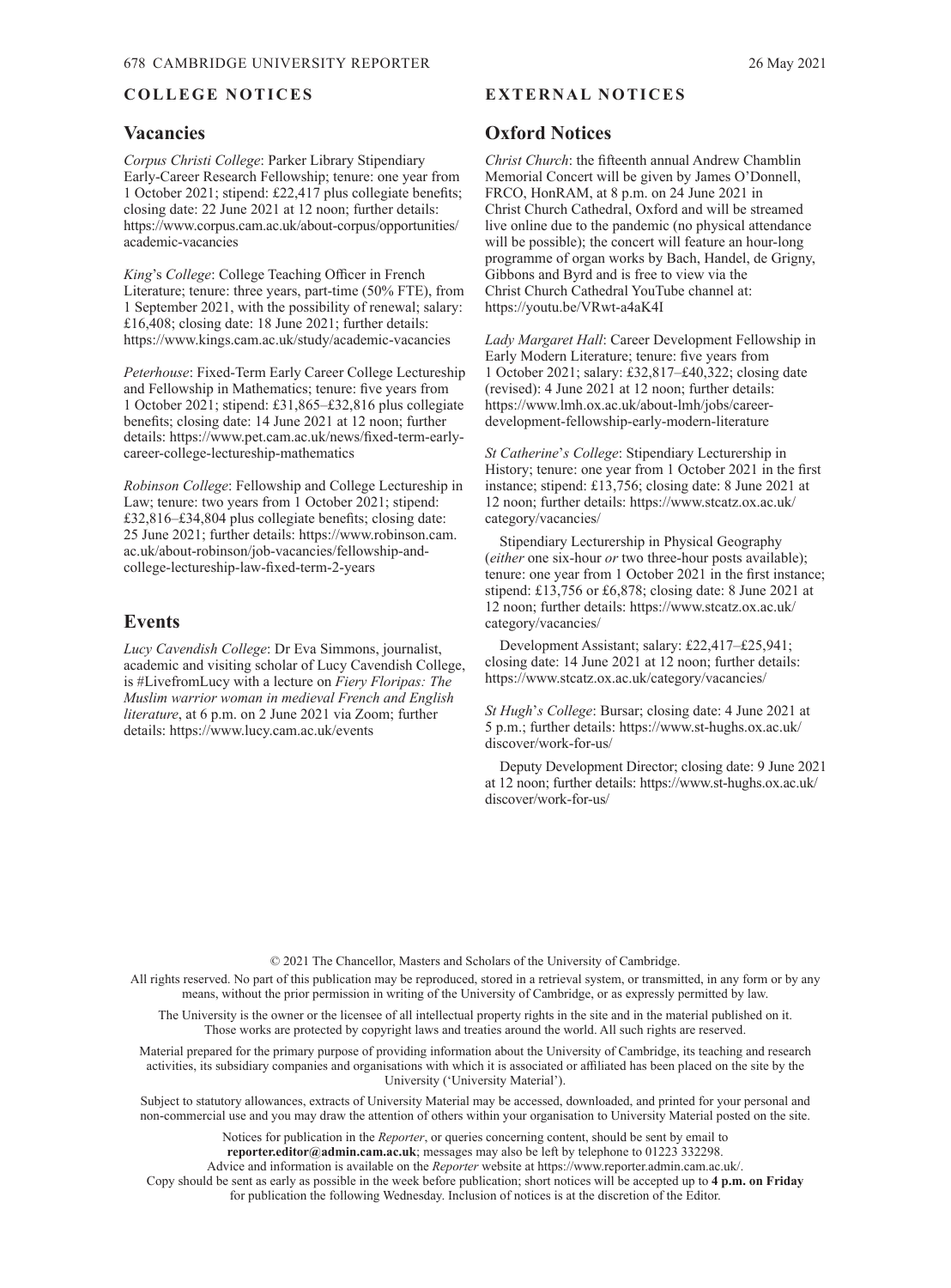## COLLEGE NOTICES

### Vacancies

*Corpus Christi College*: Parker Library Stipendiary Early-Career Research Fellowship; tenure: one year from 1 October 2021; stipend: £22,417 plus collegiate benefits; closing date: 22 June 2021 at 12 noon; further details: https://www.corpus.cam.ac.uk/about-corpus/opportunities/academic-vacancies

*King's College*: College Teaching Officer in French Literature; tenure: three years, part-time (50% FTE), from 1 September 2021, with the possibility of renewal; salary: £16,408; closing date: 18 June 2021; further details: https://www.kings.cam.ac.uk/study/academic-vacancies

*Peterhouse*: Fixed-Term Early Career College Lectureship and Fellowship in Mathematics; tenure: five years from 1 October 2021; stipend: £31,865–£32,816 plus collegiate benefits; closing date: 14 June 2021 at 12 noon; further details: https://www.pet.cam.ac.uk/news/fixed-term-early-career-college-lectureship-mathematics

*Robinson College*: Fellowship and College Lectureship in Law; tenure: two years from 1 October 2021; stipend: £32,816–£34,804 plus collegiate benefits; closing date: 25 June 2021; further details: https://www.robinson.cam.ac.uk/about-robinson/job-vacancies/fellowship-and-college-lectureship-law-fixed-term-2-years

### Events

*Lucy Cavendish College*: Dr Eva Simmons, journalist, academic and visiting scholar of Lucy Cavendish College, is #LivefromLucy with a lecture on *Fiery Floripas: The Muslim warrior woman in medieval French and English literature*, at 6 p.m. on 2 June 2021 via Zoom; further details: https://www.lucy.cam.ac.uk/events

## EXTERNAL NOTICES

### Oxford Notices

*Christ Church*: the fifteenth annual Andrew Chamblin Memorial Concert will be given by James O'Donnell, FRCO, HonRAM, at 8 p.m. on 24 June 2021 in Christ Church Cathedral, Oxford and will be streamed live online due to the pandemic (no physical attendance will be possible); the concert will feature an hour-long programme of organ works by Bach, Handel, de Grigny, Gibbons and Byrd and is free to view via the Christ Church Cathedral YouTube channel at: https://youtu.be/VRwt-a4aK4I

*Lady Margaret Hall*: Career Development Fellowship in Early Modern Literature; tenure: five years from 1 October 2021; salary: £32,817–£40,322; closing date (revised): 4 June 2021 at 12 noon; further details: https://www.lmh.ox.ac.uk/about-lmh/jobs/career-development-fellowship-early-modern-literature

*St Catherine's College*: Stipendiary Lecturership in History; tenure: one year from 1 October 2021 in the first instance; stipend: £13,756; closing date: 8 June 2021 at 12 noon; further details: https://www.stcatz.ox.ac.uk/category/vacancies/

Stipendiary Lecturership in Physical Geography (*either* one six-hour *or* two three-hour posts available); tenure: one year from 1 October 2021 in the first instance; stipend: £13,756 or £6,878; closing date: 8 June 2021 at 12 noon; further details: https://www.stcatz.ox.ac.uk/category/vacancies/

Development Assistant; salary: £22,417–£25,941; closing date: 14 June 2021 at 12 noon; further details: https://www.stcatz.ox.ac.uk/category/vacancies/

*St Hugh's College*: Bursar; closing date: 4 June 2021 at 5 p.m.; further details: https://www.st-hughs.ox.ac.uk/discover/work-for-us/

Deputy Development Director; closing date: 9 June 2021 at 12 noon; further details: https://www.st-hughs.ox.ac.uk/discover/work-for-us/

© 2021 The Chancellor, Masters and Scholars of the University of Cambridge.

All rights reserved. No part of this publication may be reproduced, stored in a retrieval system, or transmitted, in any form or by any means, without the prior permission in writing of the University of Cambridge, or as expressly permitted by law.

The University is the owner or the licensee of all intellectual property rights in the site and in the material published on it. Those works are protected by copyright laws and treaties around the world. All such rights are reserved.

Material prepared for the primary purpose of providing information about the University of Cambridge, its teaching and research activities, its subsidiary companies and organisations with which it is associated or affiliated has been placed on the site by the University ('University Material').

Subject to statutory allowances, extracts of University Material may be accessed, downloaded, and printed for your personal and non-commercial use and you may draw the attention of others within your organisation to University Material posted on the site.

Notices for publication in the *Reporter*, or queries concerning content, should be sent by email to **reporter.editor@admin.cam.ac.uk**; messages may also be left by telephone to 01223 332298.
Advice and information is available on the *Reporter* website at https://www.reporter.admin.cam.ac.uk/.
Copy should be sent as early as possible in the week before publication; short notices will be accepted up to **4 p.m. on Friday** for publication the following Wednesday. Inclusion of notices is at the discretion of the Editor.